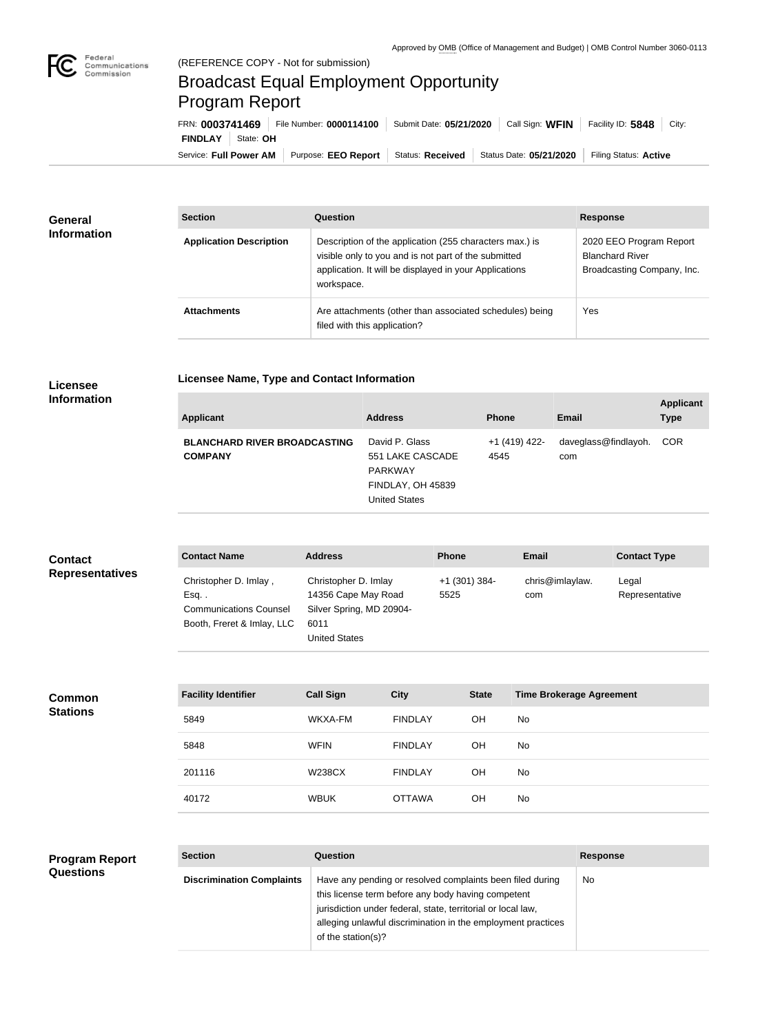Approved by OMB (Office of Management and Budget) | OMB Control Number 3060-0113

(REFERENCE COPY - Not for submission)

# Broadcast Equal Employment Opportunity Program Report

FRN: **0003741469** | File Number: **0000114100** | Submit Date: **05/21/2020** | Call Sign: **WFIN** | Facility ID: **5848** | City: **FINDLAY** | State: **OH**

Service: **Full Power AM** | Purpose: **EEO Report** | Status: **Received** | Status Date: **05/21/2020** | Filing Status: **Active**

## General Information

| Section | Question | Response |
| --- | --- | --- |
| **Application Description** | Description of the application (255 characters max.) is visible only to you and is not part of the submitted application. It will be displayed in your Applications workspace. | 2020 EEO Program Report Blanchard River Broadcasting Company, Inc. |
| **Attachments** | Are attachments (other than associated schedules) being filed with this application? | Yes |

## Licensee Information

### Licensee Name, Type and Contact Information

| Applicant | Address | Phone | Email | Applicant Type |
| --- | --- | --- | --- | --- |
| **BLANCHARD RIVER BROADCASTING COMPANY** | David P. Glass<br>551 LAKE CASCADE PARKWAY<br>FINDLAY, OH 45839<br>United States | +1 (419) 422-4545 | daveglass@findlayoh.com | COR |

## Contact Representatives

| Contact Name | Address | Phone | Email | Contact Type |
| --- | --- | --- | --- | --- |
| Christopher D. Imlay , Esq. .<br>Communications Counsel<br>Booth, Freret & Imlay, LLC | Christopher D. Imlay<br>14356 Cape May Road<br>Silver Spring, MD 20904-6011<br>United States | +1 (301) 384-5525 | chris@imlaylaw.com | Legal Representative |

## Common Stations

| Facility Identifier | Call Sign | City | State | Time Brokerage Agreement |
| --- | --- | --- | --- | --- |
| 5849 | WKXA-FM | FINDLAY | OH | No |
| 5848 | WFIN | FINDLAY | OH | No |
| 201116 | W238CX | FINDLAY | OH | No |
| 40172 | WBUK | OTTAWA | OH | No |

## Program Report Questions

| Section | Question | Response |
| --- | --- | --- |
| **Discrimination Complaints** | Have any pending or resolved complaints been filed during this license term before any body having competent jurisdiction under federal, state, territorial or local law, alleging unlawful discrimination in the employment practices of the station(s)? | No |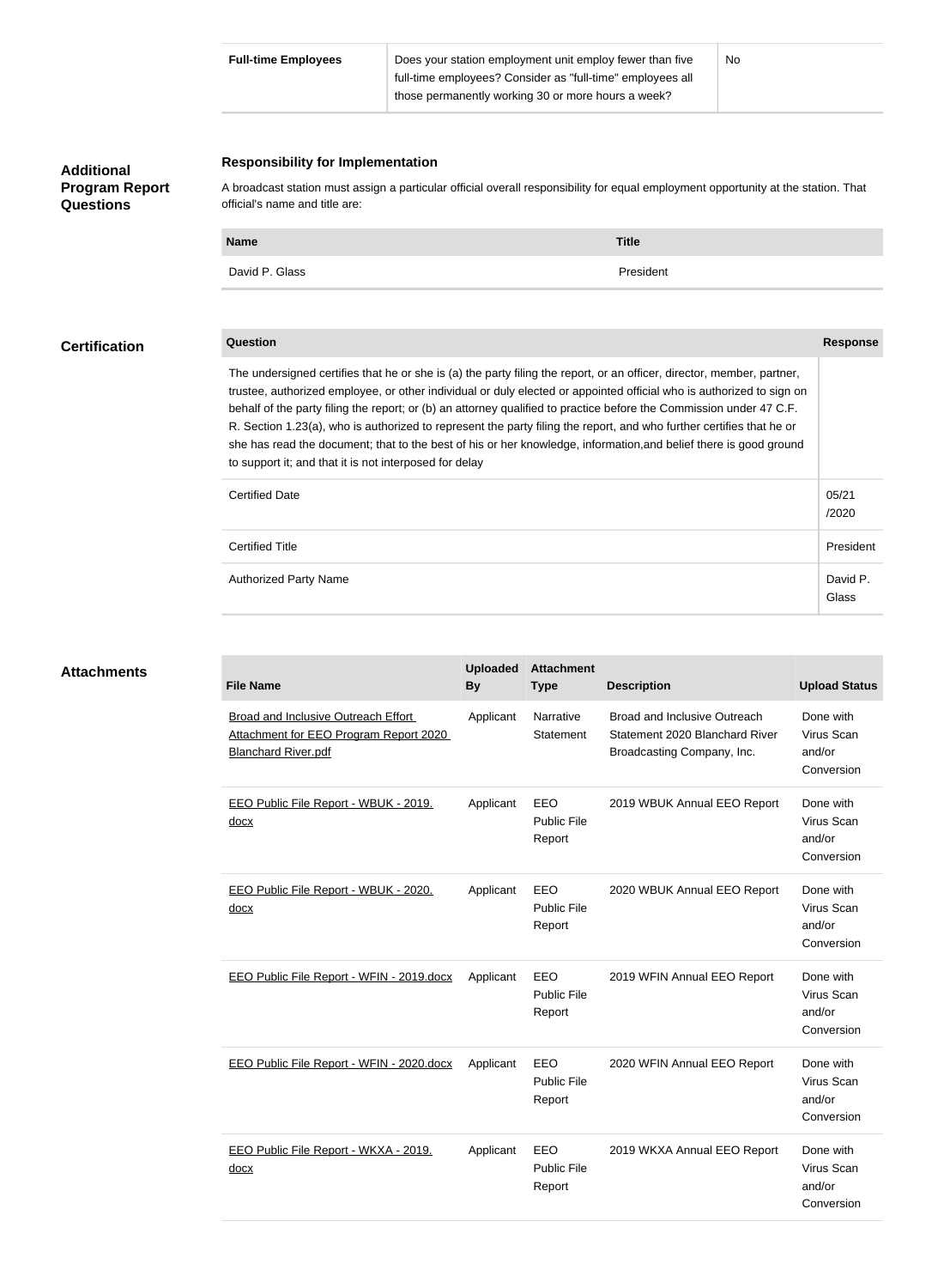| Full-time Employees | Does your station employment unit employ fewer than five full-time employees? Consider as "full-time" employees all those permanently working 30 or more hours a week? | No |
|---|---|---|

## Additional Program Report Questions

**Responsibility for Implementation**

A broadcast station must assign a particular official overall responsibility for equal employment opportunity at the station. That official's name and title are:

| Name | Title |
|---|---|
| David P. Glass | President |

## Certification

| Question | Response |
|---|---|
| The undersigned certifies that he or she is (a) the party filing the report, or an officer, director, member, partner, trustee, authorized employee, or other individual or duly elected or appointed official who is authorized to sign on behalf of the party filing the report; or (b) an attorney qualified to practice before the Commission under 47 C.F. R. Section 1.23(a), who is authorized to represent the party filing the report, and who further certifies that he or she has read the document; that to the best of his or her knowledge, information,and belief there is good ground to support it; and that it is not interposed for delay | |
| Certified Date | 05/21/2020 |
| Certified Title | President |
| Authorized Party Name | David P. Glass |

## Attachments

| File Name | Uploaded By | Attachment Type | Description | Upload Status |
|---|---|---|---|---|
| Broad and Inclusive Outreach Effort Attachment for EEO Program Report 2020 Blanchard River.pdf | Applicant | Narrative Statement | Broad and Inclusive Outreach Statement 2020 Blanchard River Broadcasting Company, Inc. | Done with Virus Scan and/or Conversion |
| EEO Public File Report - WBUK - 2019.docx | Applicant | EEO Public File Report | 2019 WBUK Annual EEO Report | Done with Virus Scan and/or Conversion |
| EEO Public File Report - WBUK - 2020.docx | Applicant | EEO Public File Report | 2020 WBUK Annual EEO Report | Done with Virus Scan and/or Conversion |
| EEO Public File Report - WFIN - 2019.docx | Applicant | EEO Public File Report | 2019 WFIN Annual EEO Report | Done with Virus Scan and/or Conversion |
| EEO Public File Report - WFIN - 2020.docx | Applicant | EEO Public File Report | 2020 WFIN Annual EEO Report | Done with Virus Scan and/or Conversion |
| EEO Public File Report - WKXA - 2019.docx | Applicant | EEO Public File Report | 2019 WKXA Annual EEO Report | Done with Virus Scan and/or Conversion |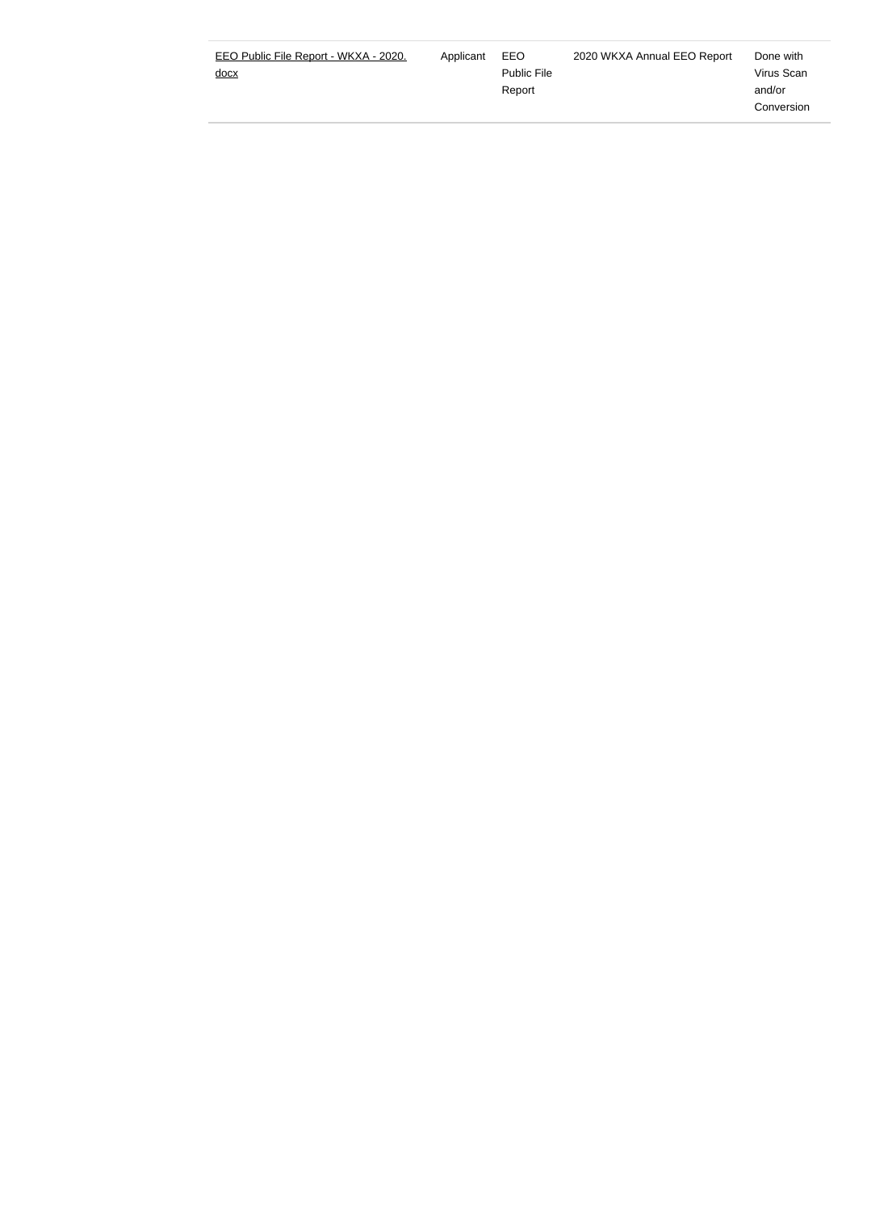| | | | | |
|---|---|---|---|---|
| EEO Public File Report - WKXA - 2020.docx | Applicant | EEO Public File Report | 2020 WKXA Annual EEO Report | Done with Virus Scan and/or Conversion |